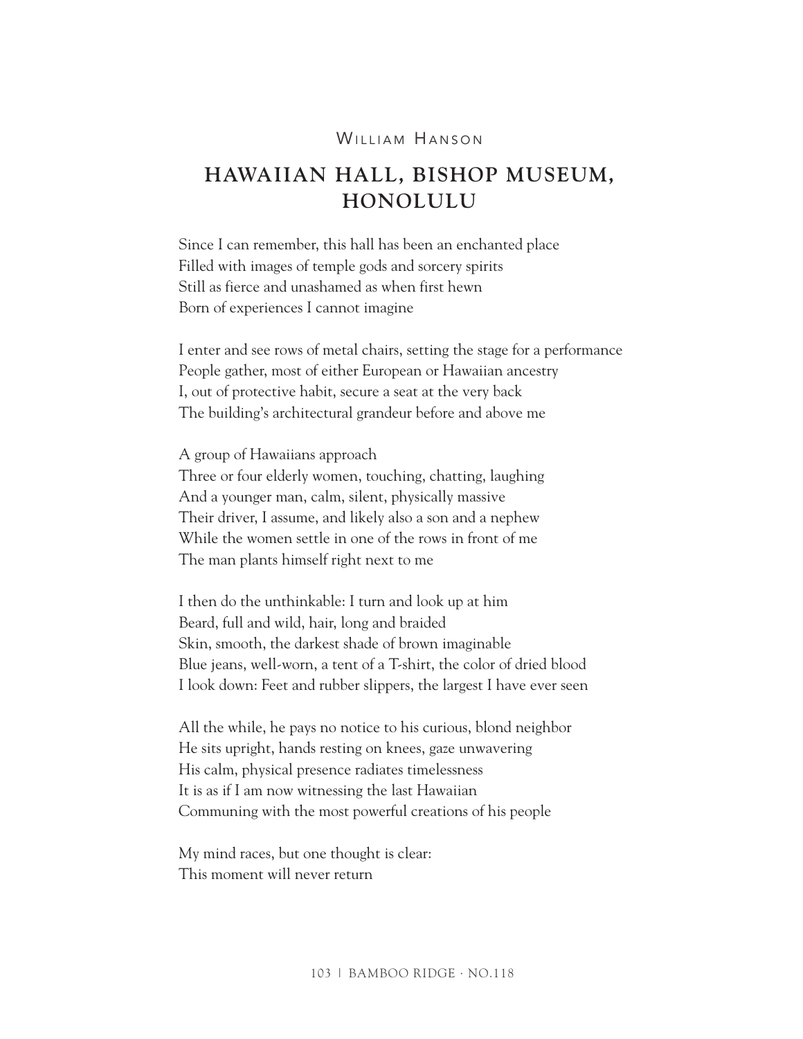William Hanson

# HAWAIIAN HALL, BISHOP MUSEUM, HONOLULU

Since I can remember, this hall has been an enchanted place  
Filled with images of temple gods and sorcery spirits  
Still as fierce and unashamed as when first hewn  
Born of experiences I cannot imagine

I enter and see rows of metal chairs, setting the stage for a performance  
People gather, most of either European or Hawaiian ancestry  
I, out of protective habit, secure a seat at the very back  
The building's architectural grandeur before and above me

A group of Hawaiians approach  
Three or four elderly women, touching, chatting, laughing  
And a younger man, calm, silent, physically massive  
Their driver, I assume, and likely also a son and a nephew  
While the women settle in one of the rows in front of me  
The man plants himself right next to me

I then do the unthinkable: I turn and look up at him  
Beard, full and wild, hair, long and braided  
Skin, smooth, the darkest shade of brown imaginable  
Blue jeans, well-worn, a tent of a T-shirt, the color of dried blood  
I look down: Feet and rubber slippers, the largest I have ever seen

All the while, he pays no notice to his curious, blond neighbor  
He sits upright, hands resting on knees, gaze unwavering  
His calm, physical presence radiates timelessness  
It is as if I am now witnessing the last Hawaiian  
Communing with the most powerful creations of his people

My mind races, but one thought is clear:  
This moment will never return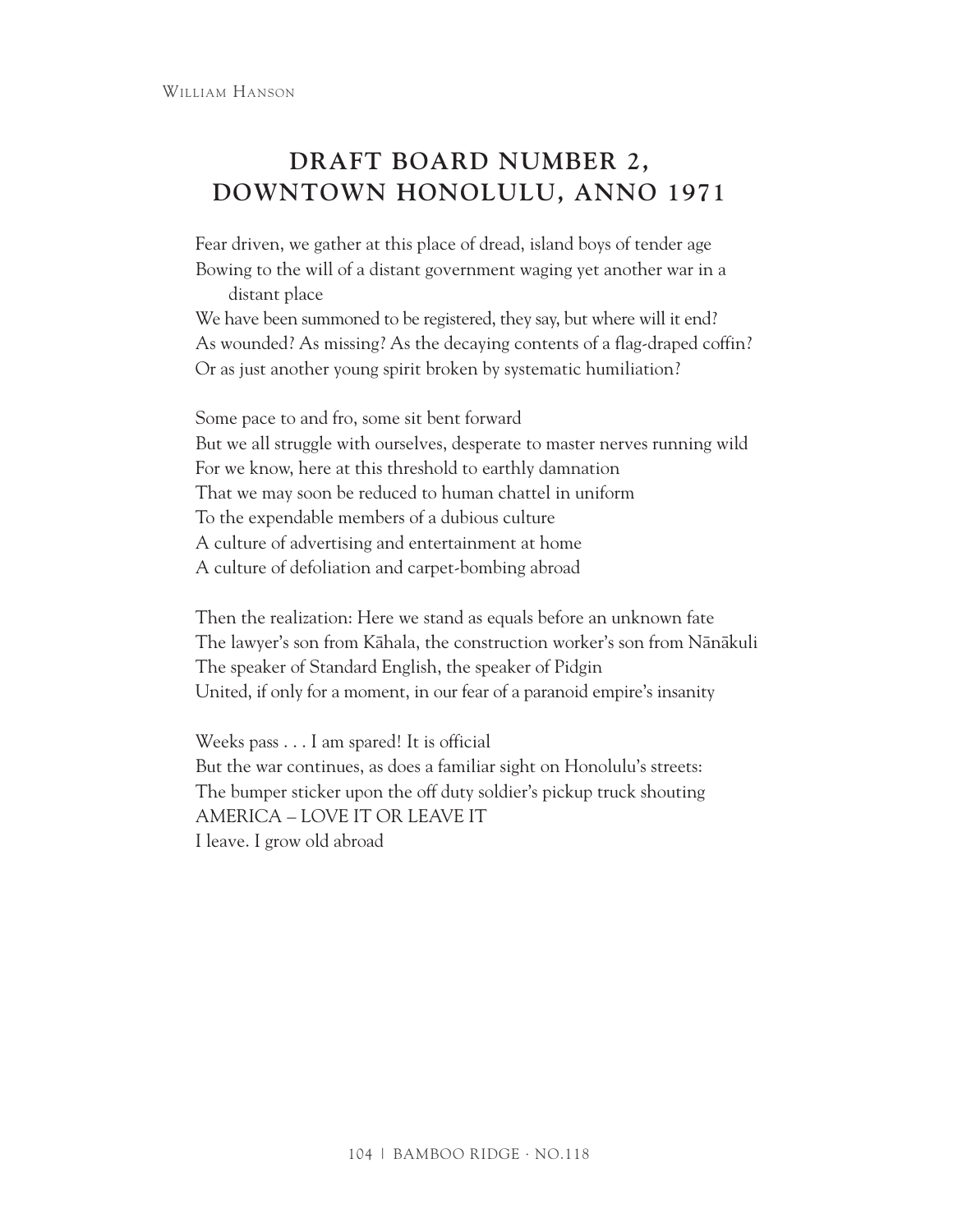William Hanson

# DRAFT BOARD NUMBER 2, DOWNTOWN HONOLULU, ANNO 1971

Fear driven, we gather at this place of dread, island boys of tender age  
Bowing to the will of a distant government waging yet another war in a distant place  
We have been summoned to be registered, they say, but where will it end?  
As wounded? As missing? As the decaying contents of a flag-draped coffin?  
Or as just another young spirit broken by systematic humiliation?

Some pace to and fro, some sit bent forward  
But we all struggle with ourselves, desperate to master nerves running wild  
For we know, here at this threshold to earthly damnation  
That we may soon be reduced to human chattel in uniform  
To the expendable members of a dubious culture  
A culture of advertising and entertainment at home  
A culture of defoliation and carpet-bombing abroad

Then the realization: Here we stand as equals before an unknown fate  
The lawyer's son from Kāhala, the construction worker's son from Nānākuli  
The speaker of Standard English, the speaker of Pidgin  
United, if only for a moment, in our fear of a paranoid empire's insanity

Weeks pass . . . I am spared! It is official  
But the war continues, as does a familiar sight on Honolulu's streets:  
The bumper sticker upon the off duty soldier's pickup truck shouting  
AMERICA – LOVE IT OR LEAVE IT  
I leave. I grow old abroad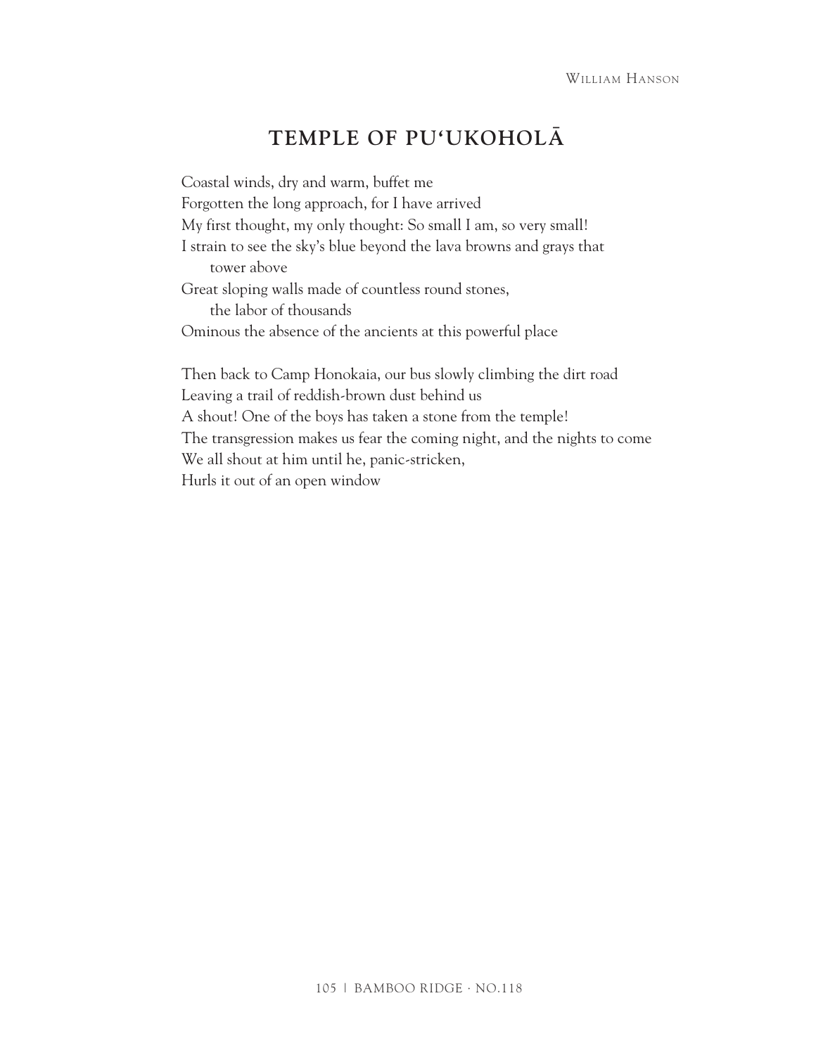## TEMPLE OF PU'UKOHOLĀ

Coastal winds, dry and warm, buffet me
Forgotten the long approach, for I have arrived
My first thought, my only thought: So small I am, so very small!
I strain to see the sky's blue beyond the lava browns and grays that
    tower above
Great sloping walls made of countless round stones,
    the labor of thousands
Ominous the absence of the ancients at this powerful place

Then back to Camp Honokaia, our bus slowly climbing the dirt road
Leaving a trail of reddish-brown dust behind us
A shout! One of the boys has taken a stone from the temple!
The transgression makes us fear the coming night, and the nights to come
We all shout at him until he, panic-stricken,
Hurls it out of an open window